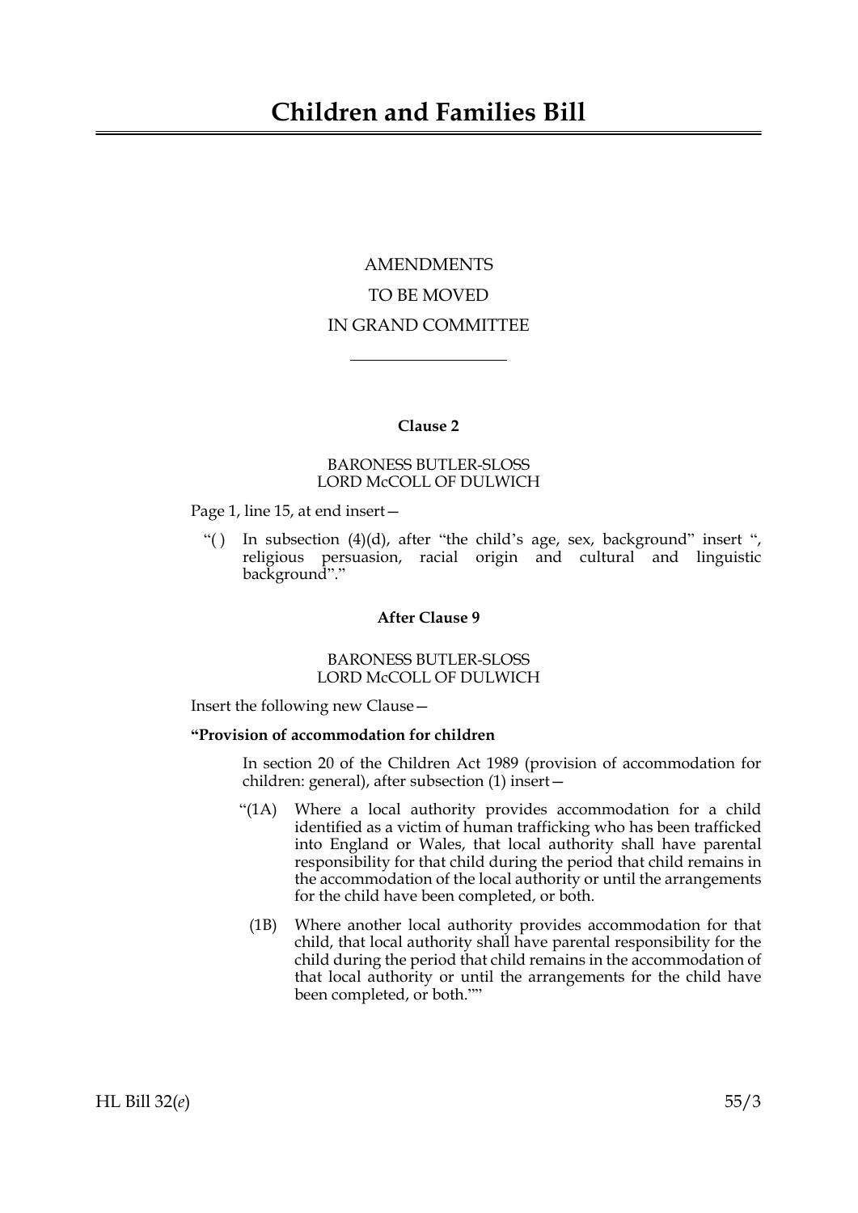# Children and Families Bill

AMENDMENTS

TO BE MOVED

IN GRAND COMMITTEE

---

**Clause 2**

BARONESS BUTLER-SLOSS
LORD McCOLL OF DULWICH

Page 1, line 15, at end insert—

"( ) In subsection (4)(d), after "the child's age, sex, background" insert ", religious persuasion, racial origin and cultural and linguistic background"."

**After Clause 9**

BARONESS BUTLER-SLOSS
LORD McCOLL OF DULWICH

Insert the following new Clause—

**"Provision of accommodation for children**

In section 20 of the Children Act 1989 (provision of accommodation for children: general), after subsection (1) insert—

"(1A) Where a local authority provides accommodation for a child identified as a victim of human trafficking who has been trafficked into England or Wales, that local authority shall have parental responsibility for that child during the period that child remains in the accommodation of the local authority or until the arrangements for the child have been completed, or both.

(1B) Where another local authority provides accommodation for that child, that local authority shall have parental responsibility for the child during the period that child remains in the accommodation of that local authority or until the arrangements for the child have been completed, or both.""

HL Bill 32(*e*) 55/3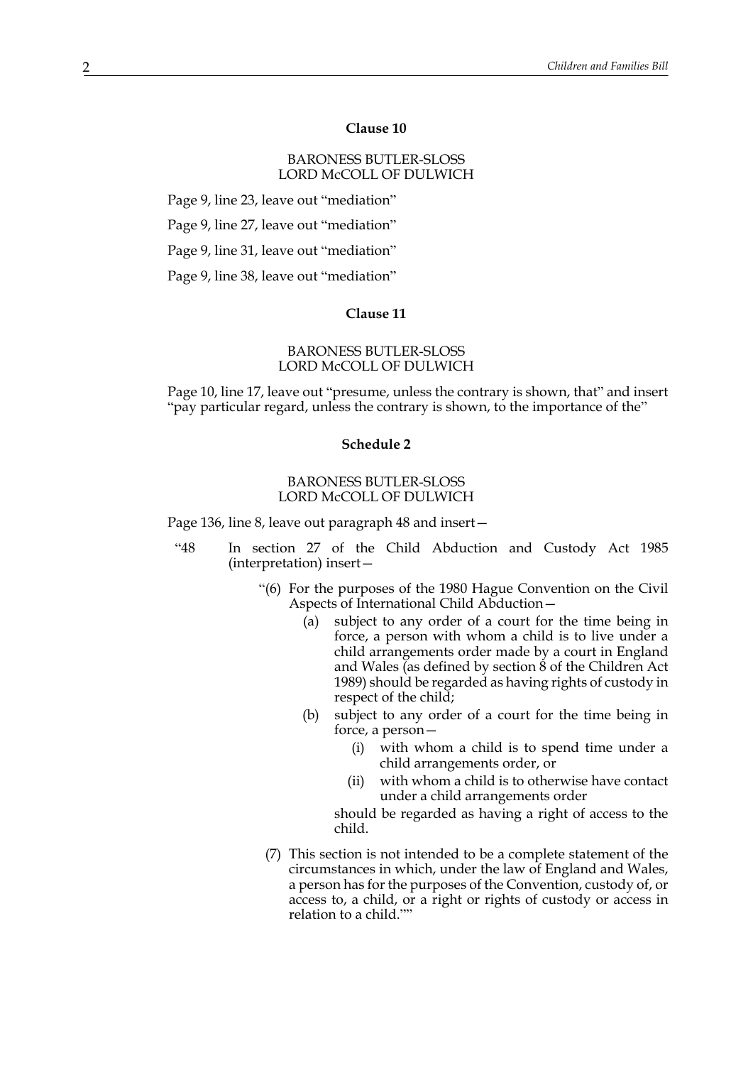### Clause 10

BARONESS BUTLER-SLOSS
LORD McCOLL OF DULWICH

Page 9, line 23, leave out "mediation"

Page 9, line 27, leave out "mediation"

Page 9, line 31, leave out "mediation"

Page 9, line 38, leave out "mediation"

### Clause 11

BARONESS BUTLER-SLOSS
LORD McCOLL OF DULWICH

Page 10, line 17, leave out "presume, unless the contrary is shown, that" and insert "pay particular regard, unless the contrary is shown, to the importance of the"

### Schedule 2

BARONESS BUTLER-SLOSS
LORD McCOLL OF DULWICH

Page 136, line 8, leave out paragraph 48 and insert—

"48 In section 27 of the Child Abduction and Custody Act 1985 (interpretation) insert—

"(6) For the purposes of the 1980 Hague Convention on the Civil Aspects of International Child Abduction—

(a) subject to any order of a court for the time being in force, a person with whom a child is to live under a child arrangements order made by a court in England and Wales (as defined by section 8 of the Children Act 1989) should be regarded as having rights of custody in respect of the child;

(b) subject to any order of a court for the time being in force, a person—

(i) with whom a child is to spend time under a child arrangements order, or

(ii) with whom a child is to otherwise have contact under a child arrangements order

should be regarded as having a right of access to the child.

(7) This section is not intended to be a complete statement of the circumstances in which, under the law of England and Wales, a person has for the purposes of the Convention, custody of, or access to, a child, or a right or rights of custody or access in relation to a child.""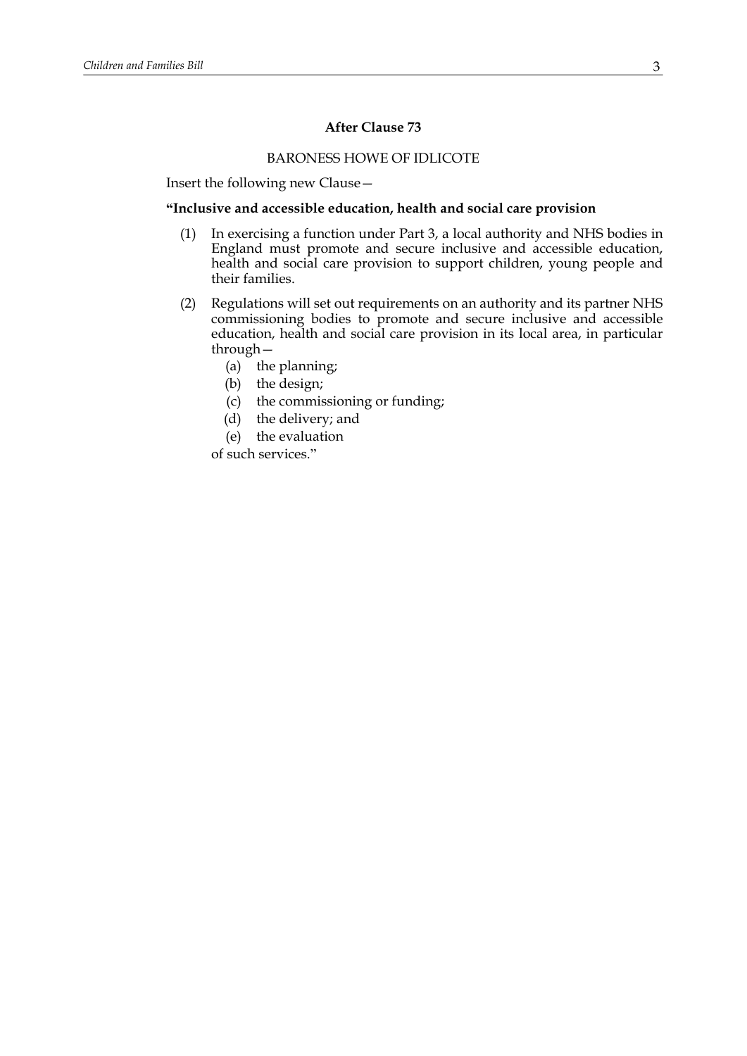### After Clause 73

BARONESS HOWE OF IDLICOTE

Insert the following new Clause—

**"Inclusive and accessible education, health and social care provision**

(1) In exercising a function under Part 3, a local authority and NHS bodies in England must promote and secure inclusive and accessible education, health and social care provision to support children, young people and their families.

(2) Regulations will set out requirements on an authority and its partner NHS commissioning bodies to promote and secure inclusive and accessible education, health and social care provision in its local area, in particular through—

(a) the planning;

(b) the design;

(c) the commissioning or funding;

(d) the delivery; and

(e) the evaluation

of such services."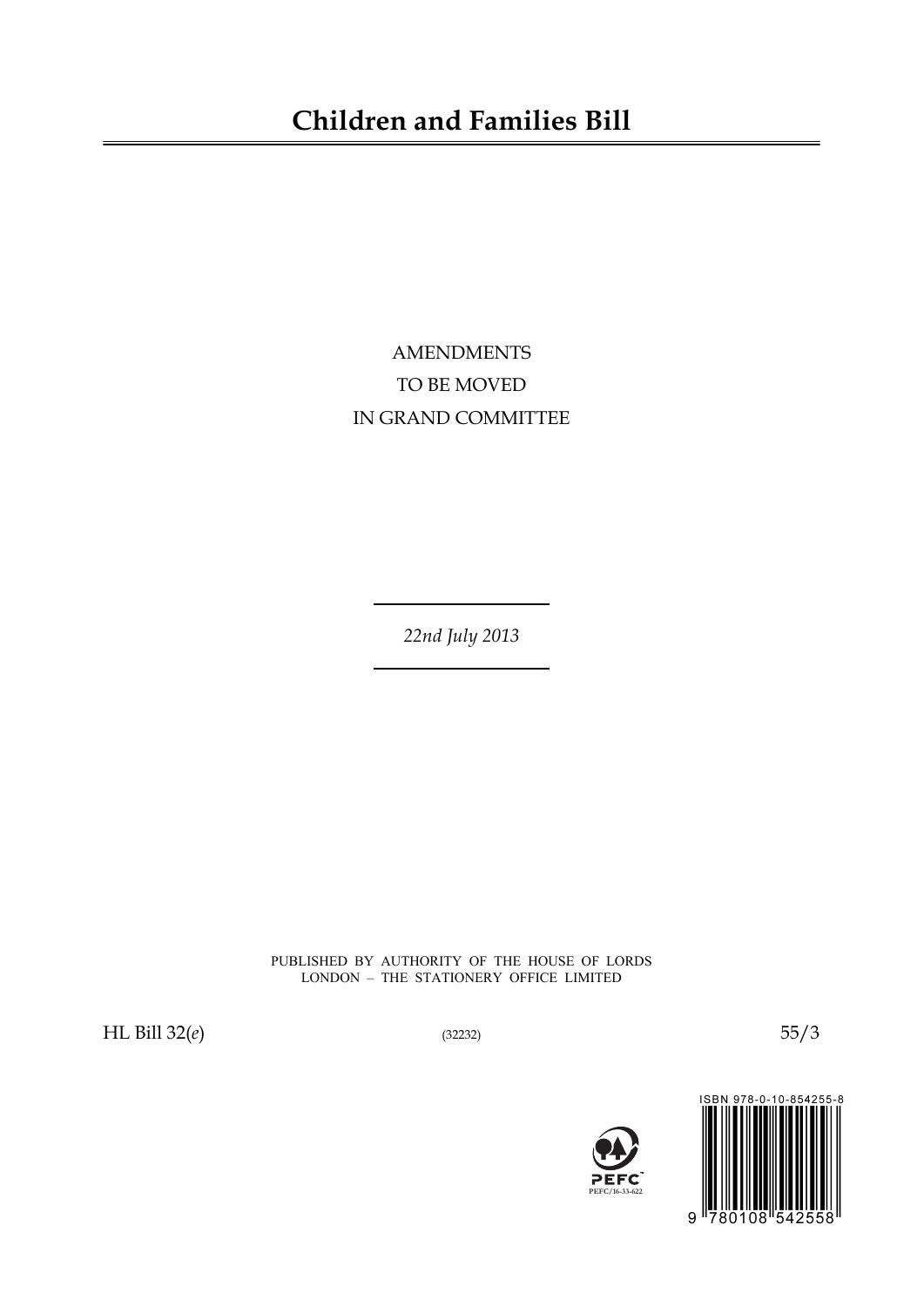# Children and Families Bill

AMENDMENTS
TO BE MOVED
IN GRAND COMMITTEE

*22nd July 2013*

PUBLISHED BY AUTHORITY OF THE HOUSE OF LORDS
LONDON – THE STATIONERY OFFICE LIMITED

HL Bill 32(*e*) (32232) 55/3

ISBN 978-0-10-854255-8

PEFC/16-33-622